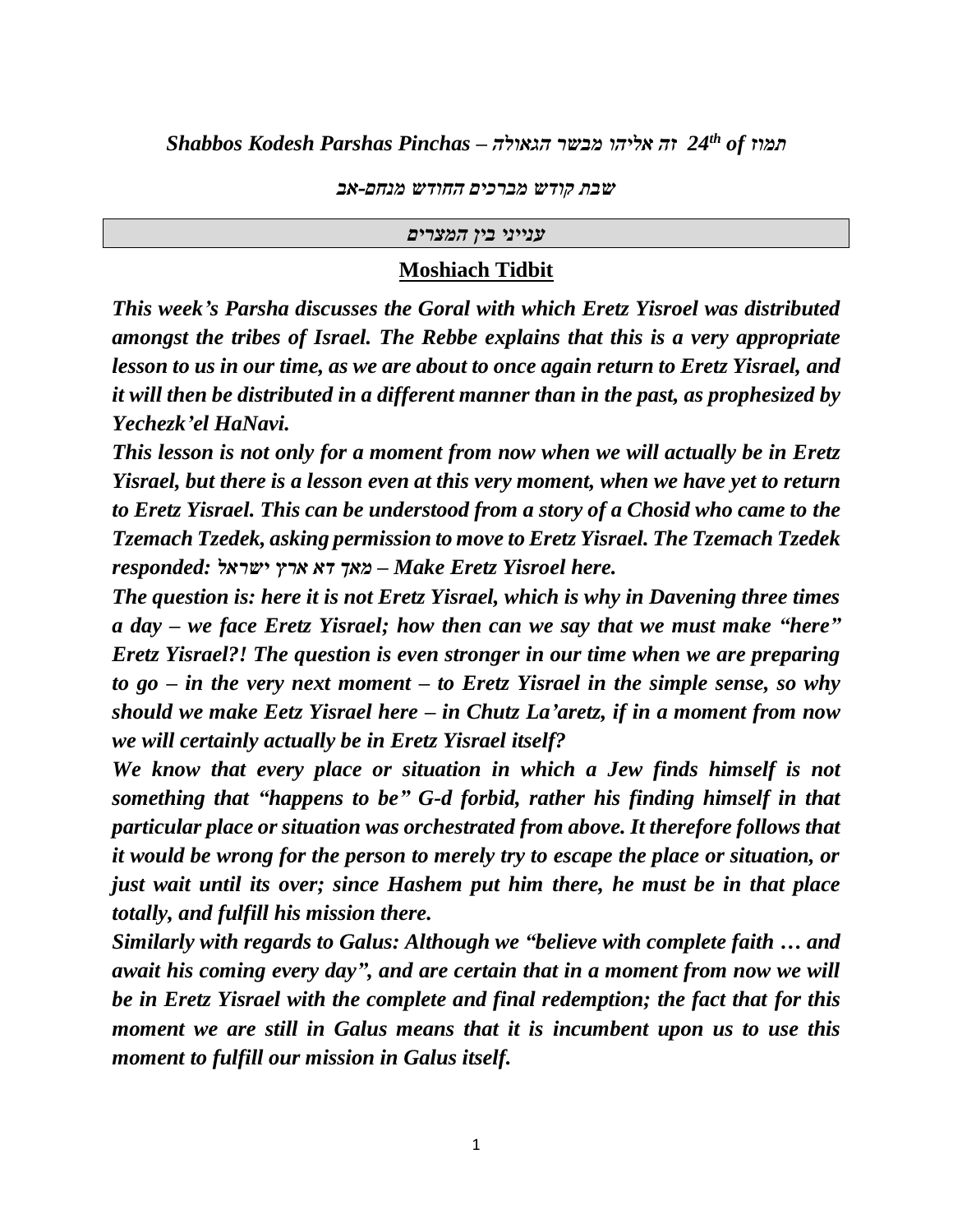***Shabbos Kodesh Parshas Pinchas – זה אליהו מבשר הגאולה 24th of תמוז***

***שבת קודש מברכים החודש מנחם-אב***

***ענייני בין המצרים***

## Moshiach Tidbit

***This week's Parsha discusses the Goral with which Eretz Yisroel was distributed amongst the tribes of Israel. The Rebbe explains that this is a very appropriate lesson to us in our time, as we are about to once again return to Eretz Yisrael, and it will then be distributed in a different manner than in the past, as prophesized by Yechezk'el HaNavi.***

***This lesson is not only for a moment from now when we will actually be in Eretz Yisrael, but there is a lesson even at this very moment, when we have yet to return to Eretz Yisrael. This can be understood from a story of a Chosid who came to the Tzemach Tzedek, asking permission to move to Eretz Yisrael. The Tzemach Tzedek responded: מאך דא ארץ ישראל – Make Eretz Yisroel here.***

***The question is: here it is not Eretz Yisrael, which is why in Davening three times a day – we face Eretz Yisrael; how then can we say that we must make "here" Eretz Yisrael?! The question is even stronger in our time when we are preparing to go – in the very next moment – to Eretz Yisrael in the simple sense, so why should we make Eetz Yisrael here – in Chutz La'aretz, if in a moment from now we will certainly actually be in Eretz Yisrael itself?***

***We know that every place or situation in which a Jew finds himself is not something that "happens to be" G-d forbid, rather his finding himself in that particular place or situation was orchestrated from above. It therefore follows that it would be wrong for the person to merely try to escape the place or situation, or just wait until its over; since Hashem put him there, he must be in that place totally, and fulfill his mission there.***

***Similarly with regards to Galus: Although we "believe with complete faith … and await his coming every day", and are certain that in a moment from now we will be in Eretz Yisrael with the complete and final redemption; the fact that for this moment we are still in Galus means that it is incumbent upon us to use this moment to fulfill our mission in Galus itself.***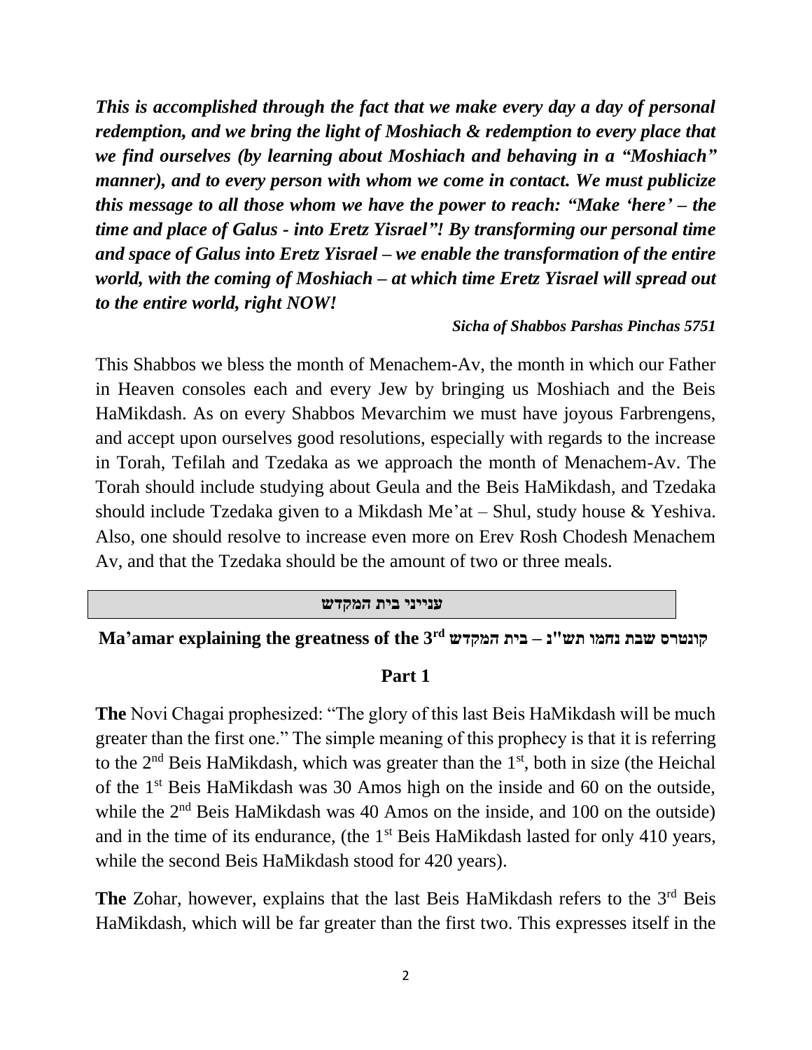***This is accomplished through the fact that we make every day a day of personal redemption, and we bring the light of Moshiach & redemption to every place that we find ourselves (by learning about Moshiach and behaving in a "Moshiach" manner), and to every person with whom we come in contact. We must publicize this message to all those whom we have the power to reach: "Make 'here' – the time and place of Galus - into Eretz Yisrael"! By transforming our personal time and space of Galus into Eretz Yisrael – we enable the transformation of the entire world, with the coming of Moshiach – at which time Eretz Yisrael will spread out to the entire world, right NOW!***

***Sicha of Shabbos Parshas Pinchas 5751***

This Shabbos we bless the month of Menachem-Av, the month in which our Father in Heaven consoles each and every Jew by bringing us Moshiach and the Beis HaMikdash. As on every Shabbos Mevarchim we must have joyous Farbrengens, and accept upon ourselves good resolutions, especially with regards to the increase in Torah, Tefilah and Tzedaka as we approach the month of Menachem-Av. The Torah should include studying about Geula and the Beis HaMikdash, and Tzedaka should include Tzedaka given to a Mikdash Me'at – Shul, study house & Yeshiva. Also, one should resolve to increase even more on Erev Rosh Chodesh Menachem Av, and that the Tzedaka should be the amount of two or three meals.

**ענייני בית המקדש**

## Ma'amar explaining the greatness of the 3rd בית המקדש – קונטרס שבת נחמו תש"נ

### Part 1

**The** Novi Chagai prophesized: "The glory of this last Beis HaMikdash will be much greater than the first one." The simple meaning of this prophecy is that it is referring to the 2nd Beis HaMikdash, which was greater than the 1st, both in size (the Heichal of the 1st Beis HaMikdash was 30 Amos high on the inside and 60 on the outside, while the 2nd Beis HaMikdash was 40 Amos on the inside, and 100 on the outside) and in the time of its endurance, (the 1st Beis HaMikdash lasted for only 410 years, while the second Beis HaMikdash stood for 420 years).

**The** Zohar, however, explains that the last Beis HaMikdash refers to the 3rd Beis HaMikdash, which will be far greater than the first two. This expresses itself in the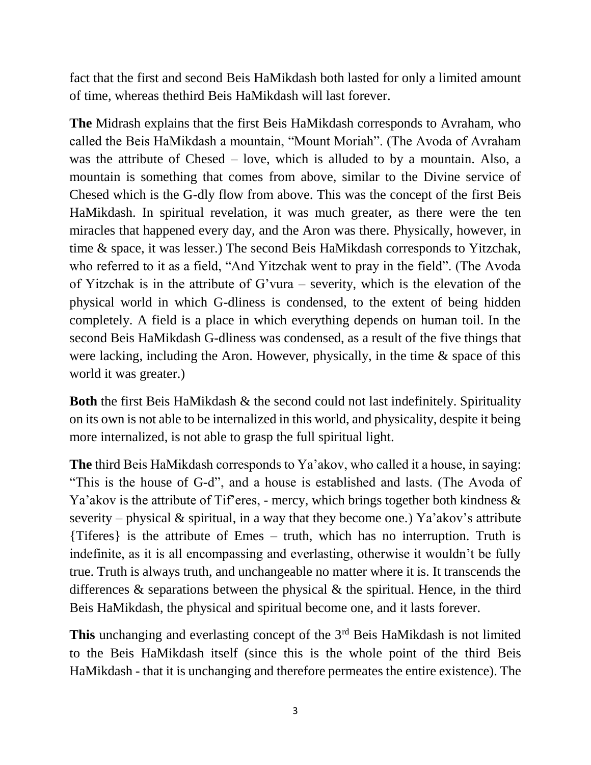fact that the first and second Beis HaMikdash both lasted for only a limited amount of time, whereas thethird Beis HaMikdash will last forever.

**The** Midrash explains that the first Beis HaMikdash corresponds to Avraham, who called the Beis HaMikdash a mountain, "Mount Moriah". (The Avoda of Avraham was the attribute of Chesed – love, which is alluded to by a mountain. Also, a mountain is something that comes from above, similar to the Divine service of Chesed which is the G-dly flow from above. This was the concept of the first Beis HaMikdash. In spiritual revelation, it was much greater, as there were the ten miracles that happened every day, and the Aron was there. Physically, however, in time & space, it was lesser.) The second Beis HaMikdash corresponds to Yitzchak, who referred to it as a field, "And Yitzchak went to pray in the field". (The Avoda of Yitzchak is in the attribute of G'vura – severity, which is the elevation of the physical world in which G-dliness is condensed, to the extent of being hidden completely. A field is a place in which everything depends on human toil. In the second Beis HaMikdash G-dliness was condensed, as a result of the five things that were lacking, including the Aron. However, physically, in the time & space of this world it was greater.)

**Both** the first Beis HaMikdash & the second could not last indefinitely. Spirituality on its own is not able to be internalized in this world, and physicality, despite it being more internalized, is not able to grasp the full spiritual light.

**The** third Beis HaMikdash corresponds to Ya'akov, who called it a house, in saying: "This is the house of G-d", and a house is established and lasts. (The Avoda of Ya'akov is the attribute of Tif'eres, - mercy, which brings together both kindness & severity – physical & spiritual, in a way that they become one.) Ya'akov's attribute {Tiferes} is the attribute of Emes – truth, which has no interruption. Truth is indefinite, as it is all encompassing and everlasting, otherwise it wouldn't be fully true. Truth is always truth, and unchangeable no matter where it is. It transcends the differences & separations between the physical & the spiritual. Hence, in the third Beis HaMikdash, the physical and spiritual become one, and it lasts forever.

**This** unchanging and everlasting concept of the 3rd Beis HaMikdash is not limited to the Beis HaMikdash itself (since this is the whole point of the third Beis HaMikdash - that it is unchanging and therefore permeates the entire existence). The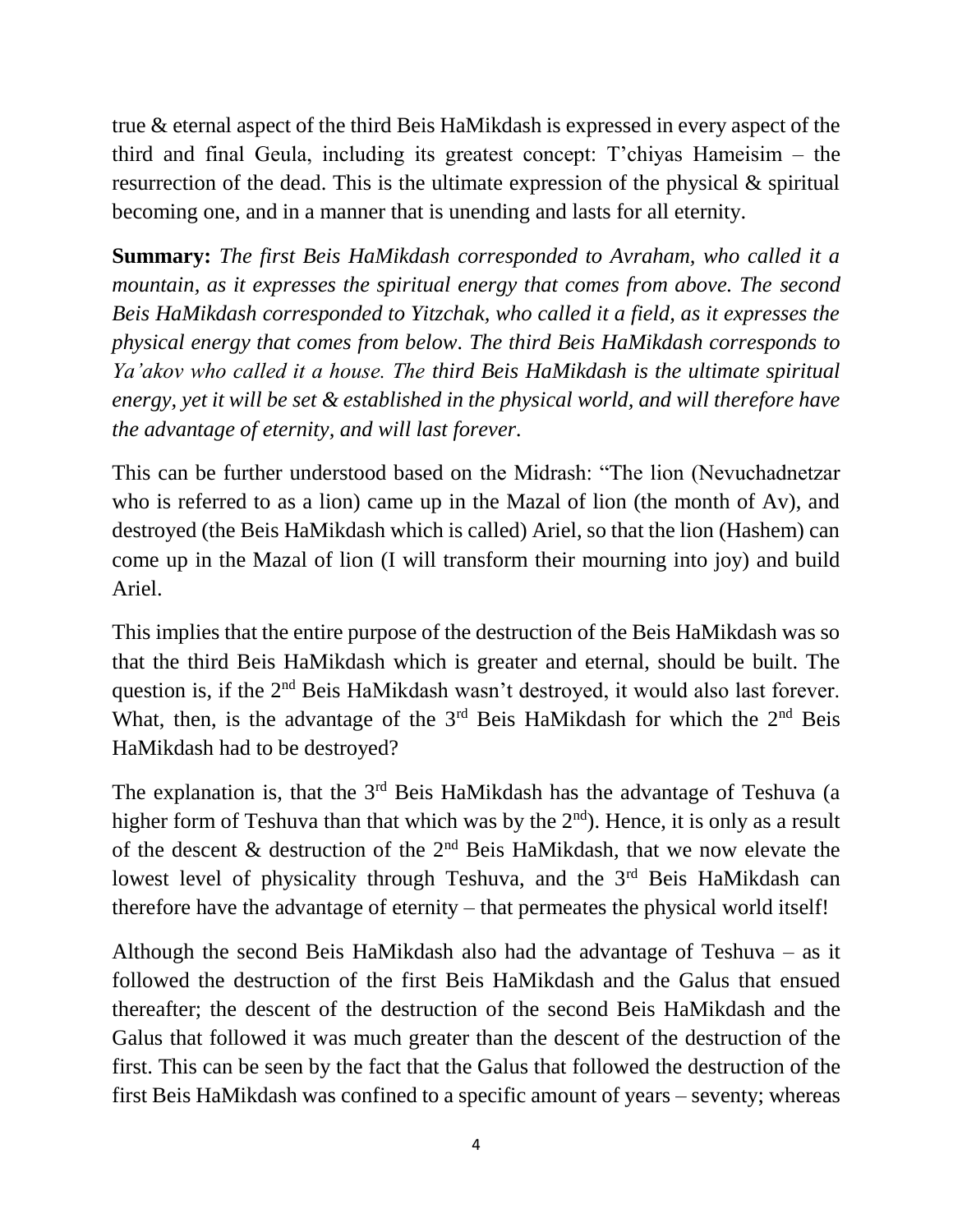true & eternal aspect of the third Beis HaMikdash is expressed in every aspect of the third and final Geula, including its greatest concept: T'chiyas Hameisim – the resurrection of the dead. This is the ultimate expression of the physical & spiritual becoming one, and in a manner that is unending and lasts for all eternity.

**Summary:** *The first Beis HaMikdash corresponded to Avraham, who called it a mountain, as it expresses the spiritual energy that comes from above. The second Beis HaMikdash corresponded to Yitzchak, who called it a field, as it expresses the physical energy that comes from below. The third Beis HaMikdash corresponds to Ya'akov who called it a house. The third Beis HaMikdash is the ultimate spiritual energy, yet it will be set & established in the physical world, and will therefore have the advantage of eternity, and will last forever.*

This can be further understood based on the Midrash: "The lion (Nevuchadnetzar who is referred to as a lion) came up in the Mazal of lion (the month of Av), and destroyed (the Beis HaMikdash which is called) Ariel, so that the lion (Hashem) can come up in the Mazal of lion (I will transform their mourning into joy) and build Ariel.

This implies that the entire purpose of the destruction of the Beis HaMikdash was so that the third Beis HaMikdash which is greater and eternal, should be built. The question is, if the 2nd Beis HaMikdash wasn't destroyed, it would also last forever. What, then, is the advantage of the 3rd Beis HaMikdash for which the 2nd Beis HaMikdash had to be destroyed?

The explanation is, that the 3rd Beis HaMikdash has the advantage of Teshuva (a higher form of Teshuva than that which was by the 2nd). Hence, it is only as a result of the descent & destruction of the 2nd Beis HaMikdash, that we now elevate the lowest level of physicality through Teshuva, and the 3rd Beis HaMikdash can therefore have the advantage of eternity – that permeates the physical world itself!

Although the second Beis HaMikdash also had the advantage of Teshuva – as it followed the destruction of the first Beis HaMikdash and the Galus that ensued thereafter; the descent of the destruction of the second Beis HaMikdash and the Galus that followed it was much greater than the descent of the destruction of the first. This can be seen by the fact that the Galus that followed the destruction of the first Beis HaMikdash was confined to a specific amount of years – seventy; whereas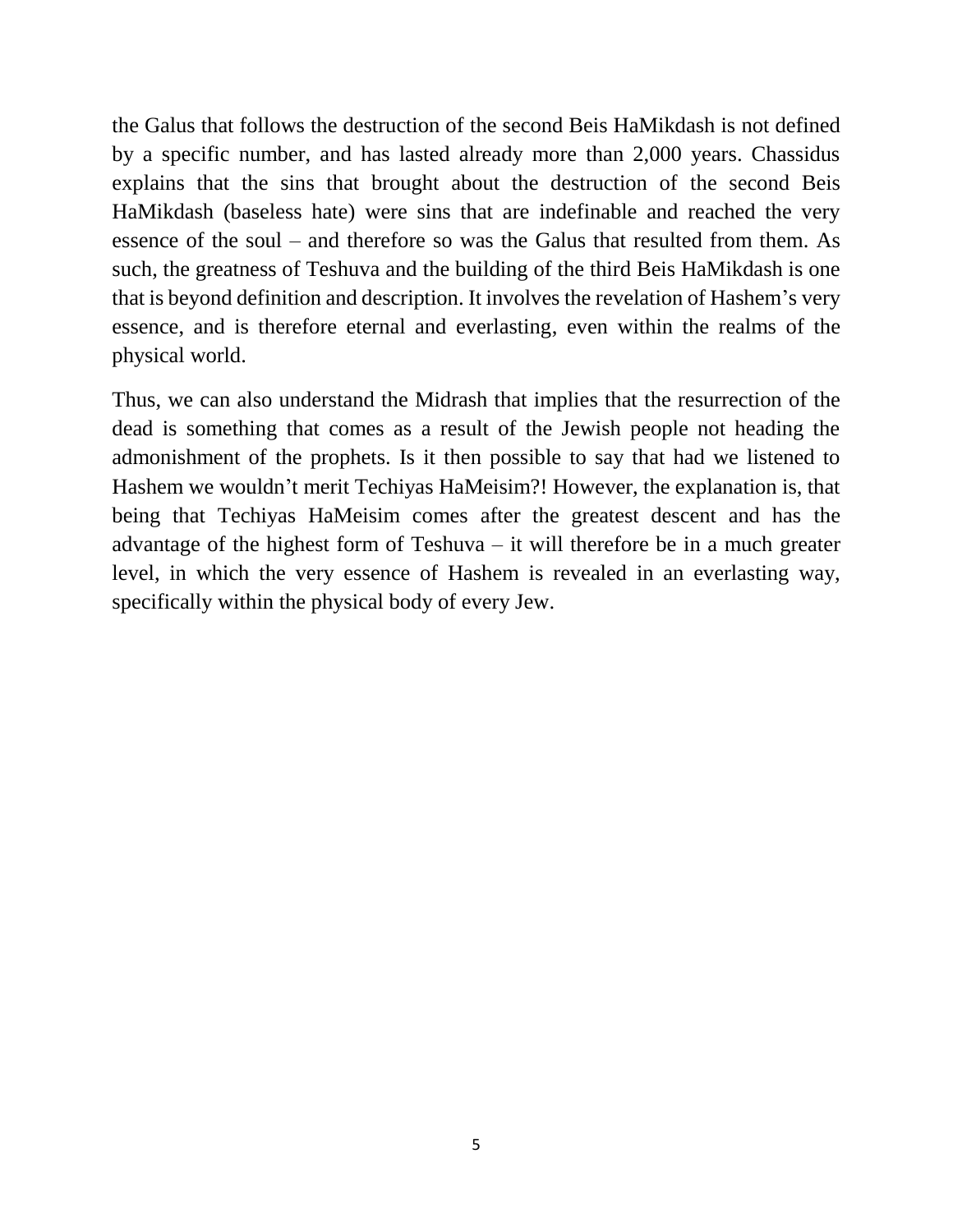the Galus that follows the destruction of the second Beis HaMikdash is not defined by a specific number, and has lasted already more than 2,000 years. Chassidus explains that the sins that brought about the destruction of the second Beis HaMikdash (baseless hate) were sins that are indefinable and reached the very essence of the soul – and therefore so was the Galus that resulted from them. As such, the greatness of Teshuva and the building of the third Beis HaMikdash is one that is beyond definition and description. It involves the revelation of Hashem's very essence, and is therefore eternal and everlasting, even within the realms of the physical world.

Thus, we can also understand the Midrash that implies that the resurrection of the dead is something that comes as a result of the Jewish people not heading the admonishment of the prophets. Is it then possible to say that had we listened to Hashem we wouldn't merit Techiyas HaMeisim?! However, the explanation is, that being that Techiyas HaMeisim comes after the greatest descent and has the advantage of the highest form of Teshuva – it will therefore be in a much greater level, in which the very essence of Hashem is revealed in an everlasting way, specifically within the physical body of every Jew.